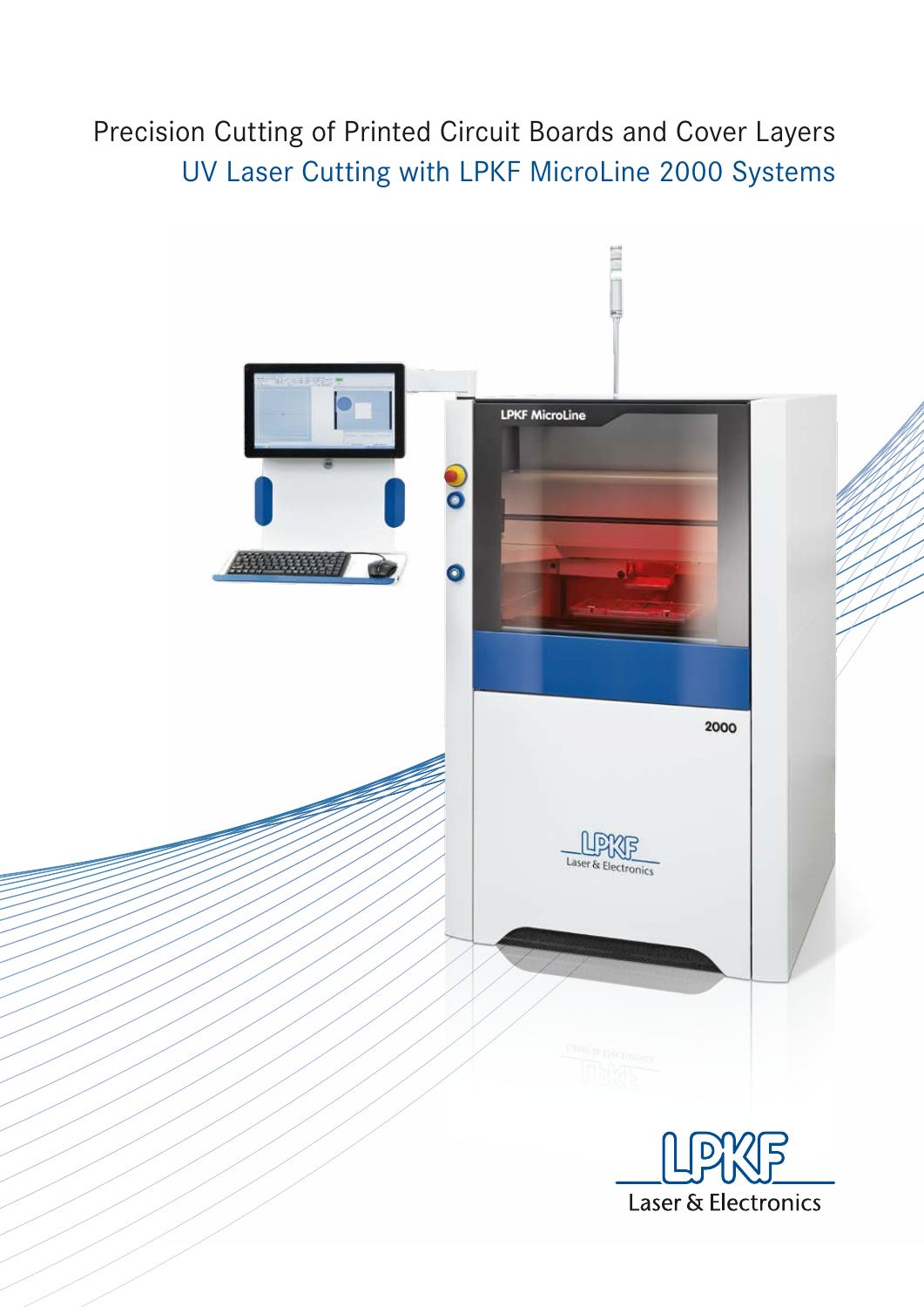# Precision Cutting of Printed Circuit Boards and Cover Layers

## UV Laser Cutting with LPKF MicroLine 2000 Systems

LPKF Laser & Electronics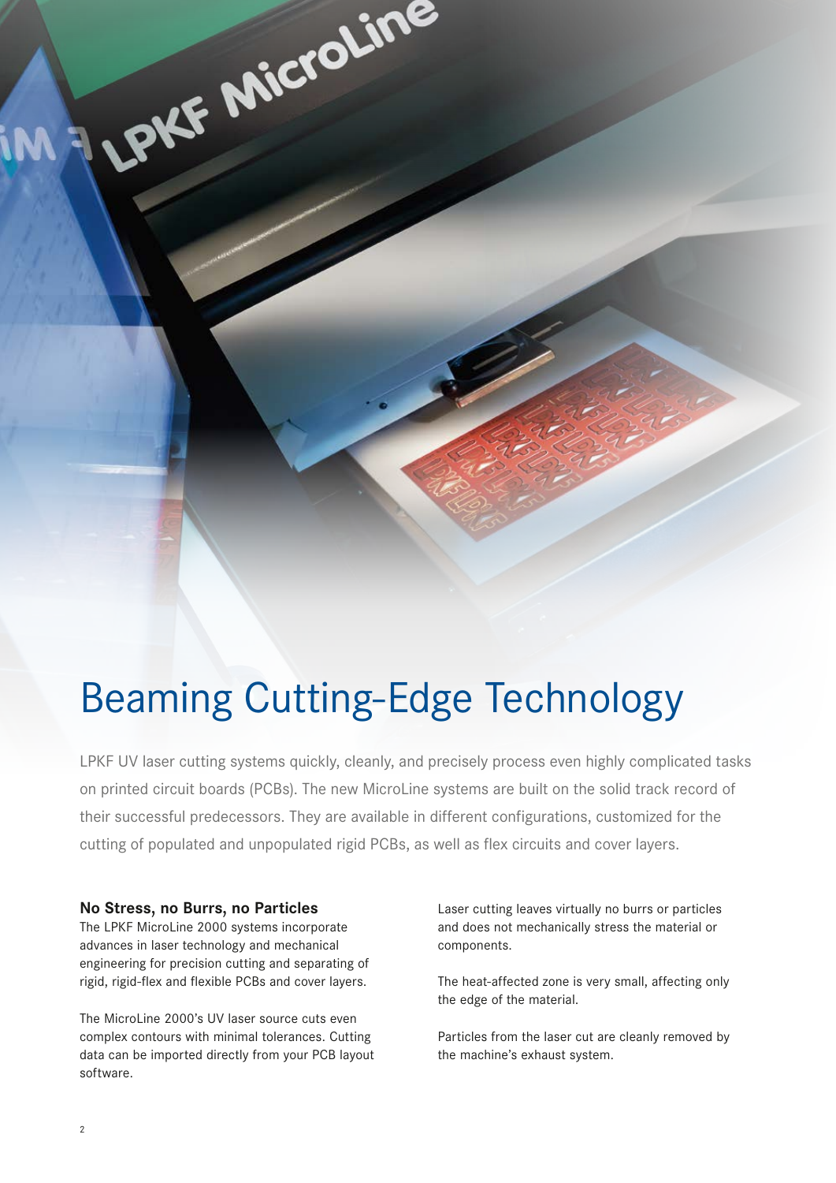# Beaming Cutting-Edge Technology

LPKF UV laser cutting systems quickly, cleanly, and precisely process even highly complicated tasks on printed circuit boards (PCBs). The new MicroLine systems are built on the solid track record of their successful predecessors. They are available in different configurations, customized for the cutting of populated and unpopulated rigid PCBs, as well as flex circuits and cover layers.

**No Stress, no Burrs, no Particles**

The LPKF MicroLine 2000 systems incorporate advances in laser technology and mechanical engineering for precision cutting and separating of rigid, rigid-flex and flexible PCBs and cover layers.

The MicroLine 2000's UV laser source cuts even complex contours with minimal tolerances. Cutting data can be imported directly from your PCB layout software.

Laser cutting leaves virtually no burrs or particles and does not mechanically stress the material or components.

The heat-affected zone is very small, affecting only the edge of the material.

Particles from the laser cut are cleanly removed by the machine's exhaust system.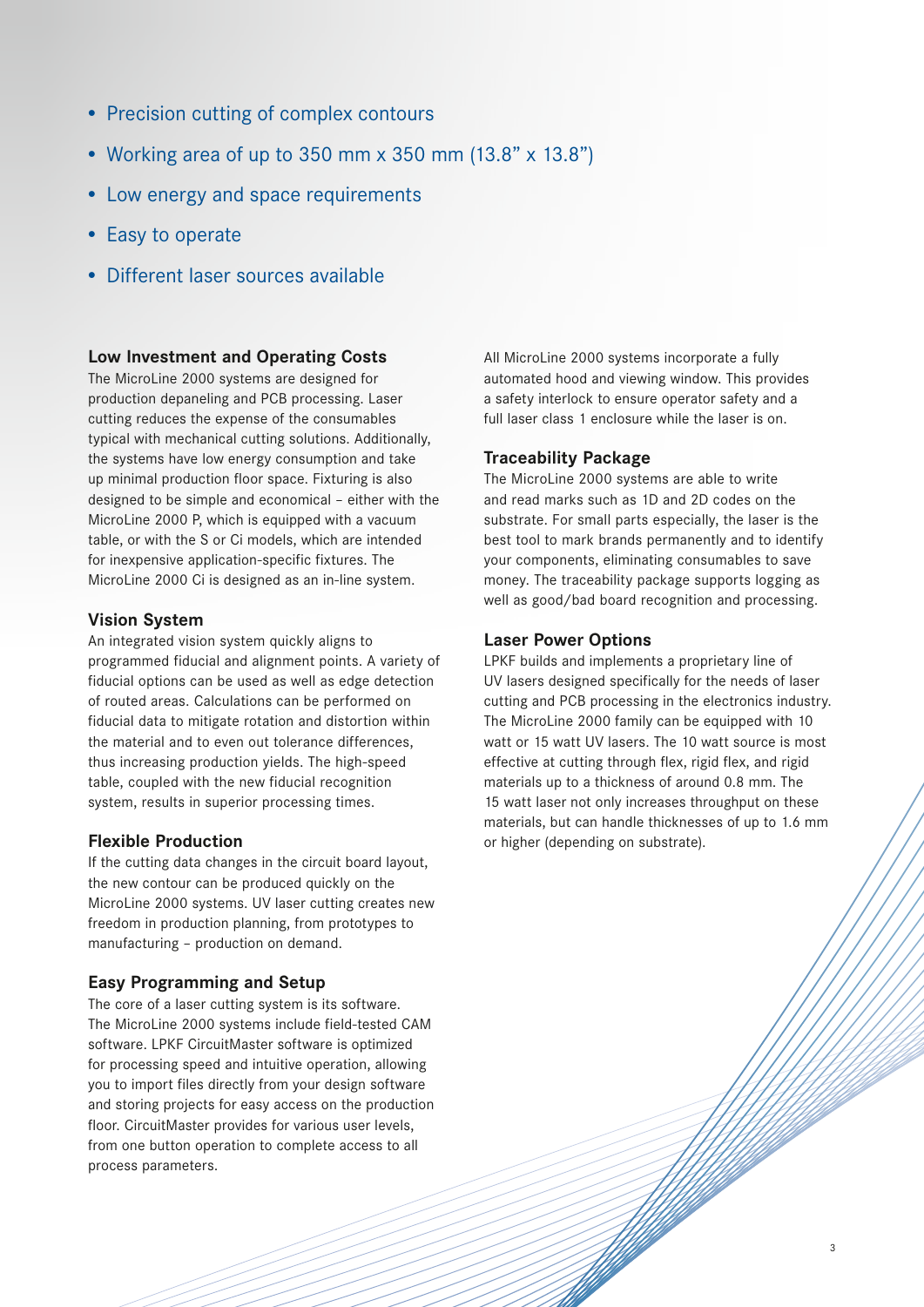- Precision cutting of complex contours
- Working area of up to 350 mm x 350 mm (13.8” x 13.8”)
- Low energy and space requirements
- Easy to operate
- Different laser sources available

### Low Investment and Operating Costs

The MicroLine 2000 systems are designed for production depaneling and PCB processing. Laser cutting reduces the expense of the consumables typical with mechanical cutting solutions. Additionally, the systems have low energy consumption and take up minimal production floor space. Fixturing is also designed to be simple and economical – either with the MicroLine 2000 P, which is equipped with a vacuum table, or with the S or Ci models, which are intended for inexpensive application-specific fixtures. The MicroLine 2000 Ci is designed as an in-line system.

### Vision System

An integrated vision system quickly aligns to programmed fiducial and alignment points. A variety of fiducial options can be used as well as edge detection of routed areas. Calculations can be performed on fiducial data to mitigate rotation and distortion within the material and to even out tolerance differences, thus increasing production yields. The high-speed table, coupled with the new fiducial recognition system, results in superior processing times.

### Flexible Production

If the cutting data changes in the circuit board layout, the new contour can be produced quickly on the MicroLine 2000 systems. UV laser cutting creates new freedom in production planning, from prototypes to manufacturing – production on demand.

### Easy Programming and Setup

The core of a laser cutting system is its software. The MicroLine 2000 systems include field-tested CAM software. LPKF CircuitMaster software is optimized for processing speed and intuitive operation, allowing you to import files directly from your design software and storing projects for easy access on the production floor. CircuitMaster provides for various user levels, from one button operation to complete access to all process parameters.

All MicroLine 2000 systems incorporate a fully automated hood and viewing window. This provides a safety interlock to ensure operator safety and a full laser class 1 enclosure while the laser is on.

### Traceability Package

The MicroLine 2000 systems are able to write and read marks such as 1D and 2D codes on the substrate. For small parts especially, the laser is the best tool to mark brands permanently and to identify your components, eliminating consumables to save money. The traceability package supports logging as well as good/bad board recognition and processing.

### Laser Power Options

LPKF builds and implements a proprietary line of UV lasers designed specifically for the needs of laser cutting and PCB processing in the electronics industry. The MicroLine 2000 family can be equipped with 10 watt or 15 watt UV lasers. The 10 watt source is most effective at cutting through flex, rigid flex, and rigid materials up to a thickness of around 0.8 mm. The 15 watt laser not only increases throughput on these materials, but can handle thicknesses of up to 1.6 mm or higher (depending on substrate).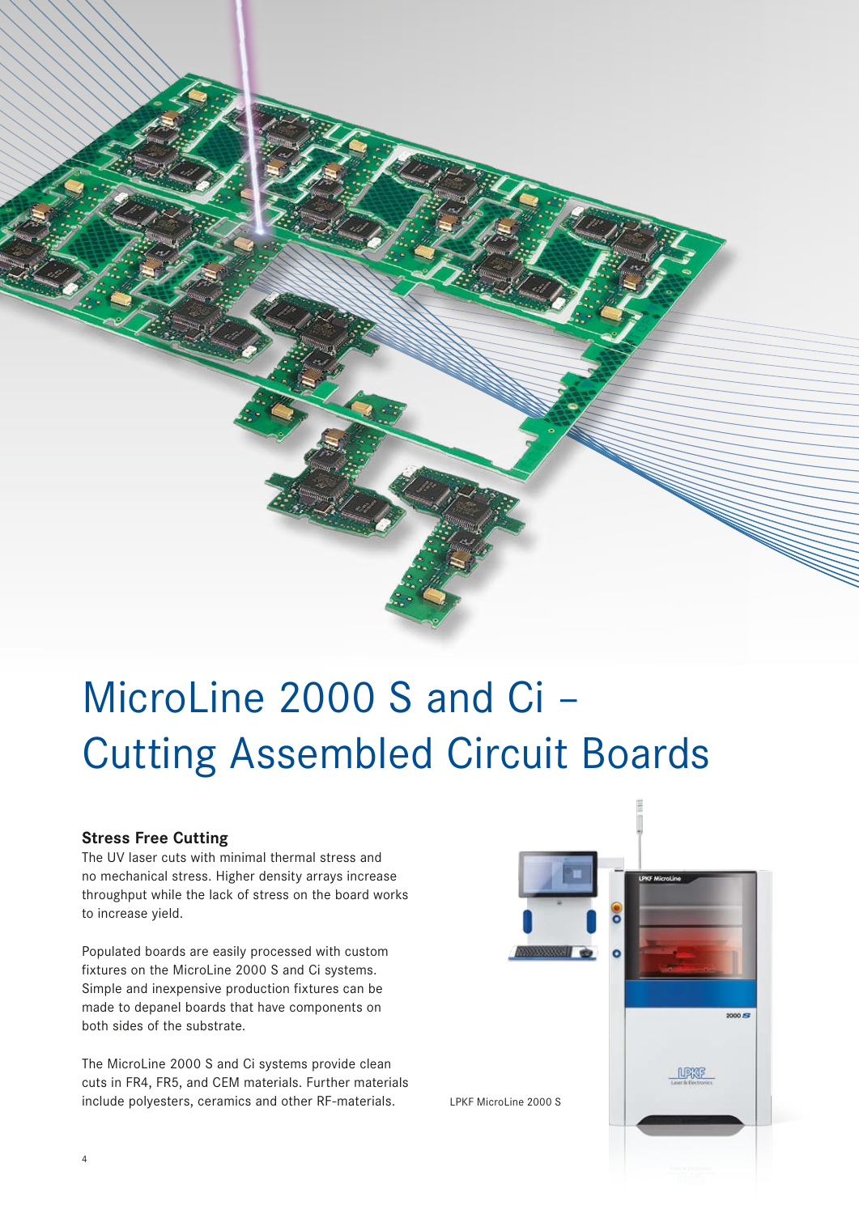# MicroLine 2000 S and Ci – Cutting Assembled Circuit Boards

**Stress Free Cutting**

The UV laser cuts with minimal thermal stress and no mechanical stress. Higher density arrays increase throughput while the lack of stress on the board works to increase yield.

Populated boards are easily processed with custom fixtures on the MicroLine 2000 S and Ci systems. Simple and inexpensive production fixtures can be made to depanel boards that have components on both sides of the substrate.

The MicroLine 2000 S and Ci systems provide clean cuts in FR4, FR5, and CEM materials. Further materials include polyesters, ceramics and other RF-materials.

LPKF MicroLine 2000 S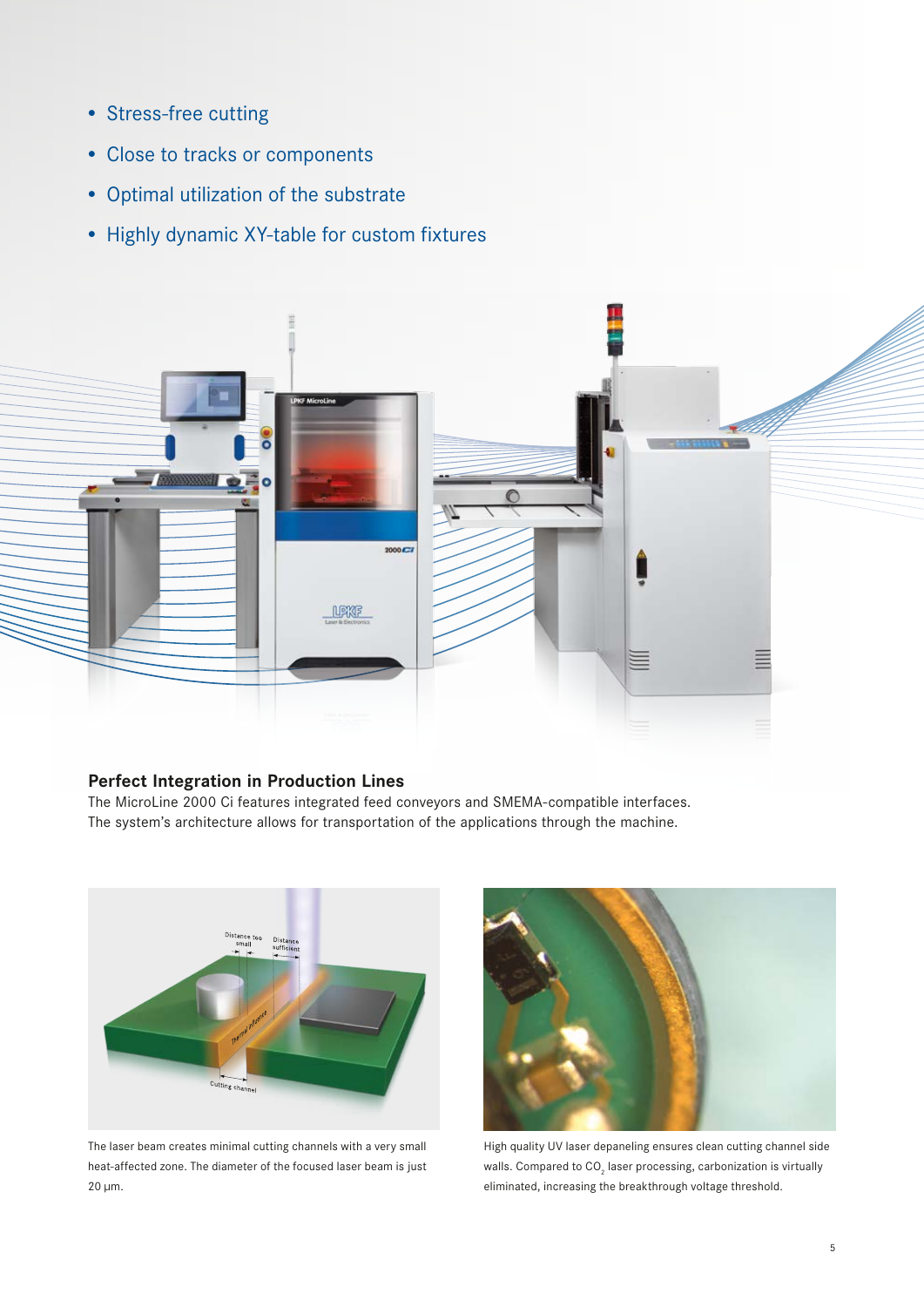- Stress-free cutting
- Close to tracks or components
- Optimal utilization of the substrate
- Highly dynamic XY-table for custom fixtures

**Perfect Integration in Production Lines**

The MicroLine 2000 Ci features integrated feed conveyors and SMEMA-compatible interfaces. The system's architecture allows for transportation of the applications through the machine.

The laser beam creates minimal cutting channels with a very small heat-affected zone. The diameter of the focused laser beam is just 20 µm.

High quality UV laser depaneling ensures clean cutting channel side walls. Compared to $CO_2$ laser processing, carbonization is virtually eliminated, increasing the breakthrough voltage threshold.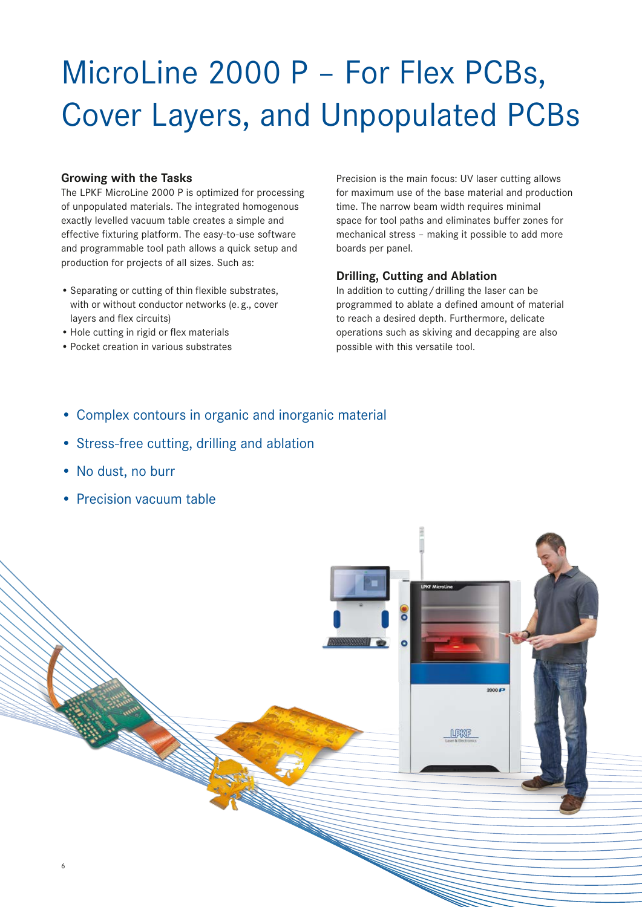# MicroLine 2000 P – For Flex PCBs, Cover Layers, and Unpopulated PCBs

### Growing with the Tasks

The LPKF MicroLine 2000 P is optimized for processing of unpopulated materials. The integrated homogenous exactly levelled vacuum table creates a simple and effective fixturing platform. The easy-to-use software and programmable tool path allows a quick setup and production for projects of all sizes. Such as:

- Separating or cutting of thin flexible substrates, with or without conductor networks (e. g., cover layers and flex circuits)
- Hole cutting in rigid or flex materials
- Pocket creation in various substrates

Precision is the main focus: UV laser cutting allows for maximum use of the base material and production time. The narrow beam width requires minimal space for tool paths and eliminates buffer zones for mechanical stress – making it possible to add more boards per panel.

### Drilling, Cutting and Ablation

In addition to cutting / drilling the laser can be programmed to ablate a defined amount of material to reach a desired depth. Furthermore, delicate operations such as skiving and decapping are also possible with this versatile tool.

- Complex contours in organic and inorganic material
- Stress-free cutting, drilling and ablation
- No dust, no burr
- Precision vacuum table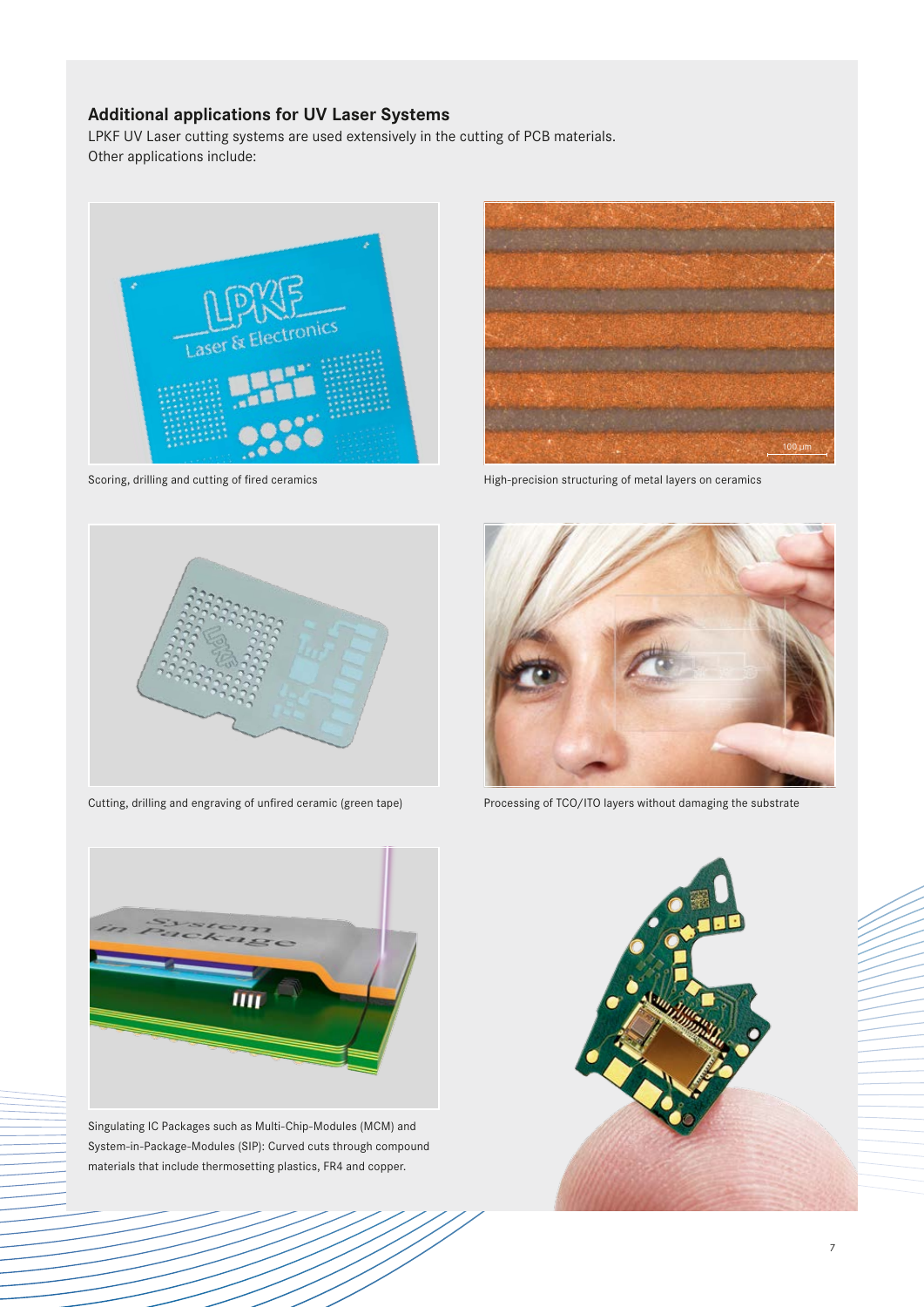## Additional applications for UV Laser Systems

LPKF UV Laser cutting systems are used extensively in the cutting of PCB materials.
Other applications include:

Scoring, drilling and cutting of fired ceramics

High-precision structuring of metal layers on ceramics

Cutting, drilling and engraving of unfired ceramic (green tape)

Processing of TCO/ITO layers without damaging the substrate

Singulating IC Packages such as Multi-Chip-Modules (MCM) and System-in-Package-Modules (SIP): Curved cuts through compound materials that include thermosetting plastics, FR4 and copper.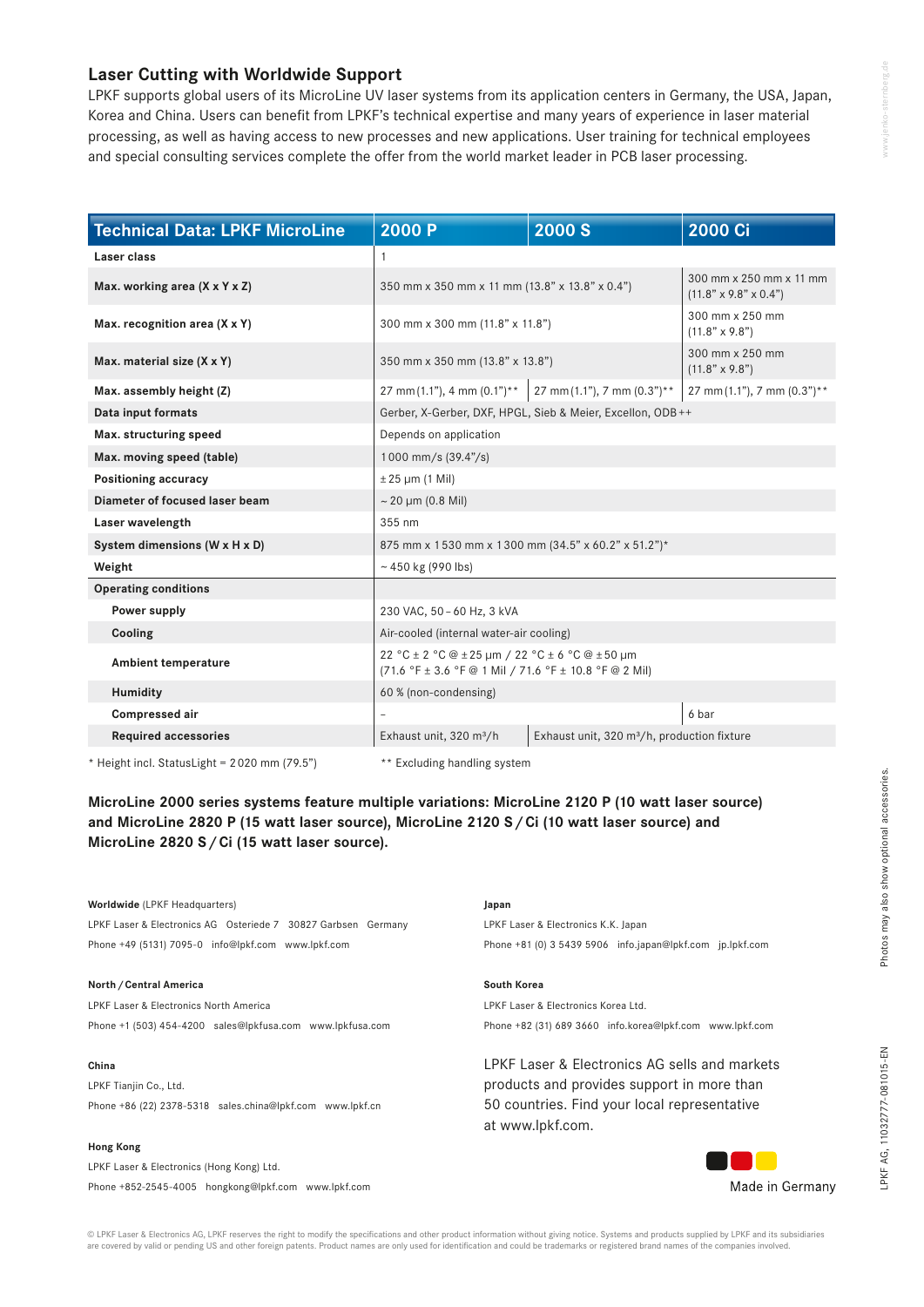## Laser Cutting with Worldwide Support

LPKF supports global users of its MicroLine UV laser systems from its application centers in Germany, the USA, Japan, Korea and China. Users can benefit from LPKF's technical expertise and many years of experience in laser material processing, as well as having access to new processes and new applications. User training for technical employees and special consulting services complete the offer from the world market leader in PCB laser processing.

| Technical Data: LPKF MicroLine | 2000 P | 2000 S | 2000 Ci |
|---|---|---|---|
| **Laser class** | 1 | | |
| **Max. working area (X x Y x Z)** | 350 mm x 350 mm x 11 mm (13.8" x 13.8" x 0.4") | | 300 mm x 250 mm x 11 mm (11.8" x 9.8" x 0.4") |
| **Max. recognition area (X x Y)** | 300 mm x 300 mm (11.8" x 11.8") | | 300 mm x 250 mm (11.8" x 9.8") |
| **Max. material size (X x Y)** | 350 mm x 350 mm (13.8" x 13.8") | | 300 mm x 250 mm (11.8" x 9.8") |
| **Max. assembly height (Z)** | 27 mm (1.1"), 4 mm (0.1")** | 27 mm (1.1"), 7 mm (0.3")** | 27 mm (1.1"), 7 mm (0.3")** |
| **Data input formats** | Gerber, X-Gerber, DXF, HPGL, Sieb & Meier, Excellon, ODB++ | | |
| **Max. structuring speed** | Depends on application | | |
| **Max. moving speed (table)** | 1 000 mm/s (39.4"/s) | | |
| **Positioning accuracy** | ± 25 µm (1 Mil) | | |
| **Diameter of focused laser beam** | ~ 20 µm (0.8 Mil) | | |
| **Laser wavelength** | 355 nm | | |
| **System dimensions (W x H x D)** | 875 mm x 1 530 mm x 1 300 mm (34.5" x 60.2" x 51.2")* | | |
| **Weight** | ~ 450 kg (990 lbs) | | |
| **Operating conditions** | | | |
| **Power supply** | 230 VAC, 50 – 60 Hz, 3 kVA | | |
| **Cooling** | Air-cooled (internal water-air cooling) | | |
| **Ambient temperature** | 22 °C ± 2 °C @ ± 25 µm / 22 °C ± 6 °C @ ± 50 µm (71.6 °F ± 3.6 °F @ 1 Mil / 71.6 °F ± 10.8 °F @ 2 Mil) | | |
| **Humidity** | 60 % (non-condensing) | | |
| **Compressed air** | – | | 6 bar |
| **Required accessories** | Exhaust unit, 320 m³/h | Exhaust unit, 320 m³/h, production fixture | |

\* Height incl. StatusLight = 2 020 mm (79.5")    ** Excluding handling system

**MicroLine 2000 series systems feature multiple variations: MicroLine 2120 P (10 watt laser source) and MicroLine 2820 P (15 watt laser source), MicroLine 2120 S / Ci (10 watt laser source) and MicroLine 2820 S / Ci (15 watt laser source).**

**Worldwide** (LPKF Headquarters)
LPKF Laser & Electronics AG   Osteriede 7   30827 Garbsen   Germany
Phone +49 (5131) 7095-0   info@lpkf.com   www.lpkf.com

**North / Central America**
LPKF Laser & Electronics North America
Phone +1 (503) 454-4200   sales@lpkfusa.com   www.lpkfusa.com

**China**
LPKF Tianjin Co., Ltd.
Phone +86 (22) 2378-5318   sales.china@lpkf.com   www.lpkf.cn

**Hong Kong**
LPKF Laser & Electronics (Hong Kong) Ltd.
Phone +852-2545-4005   hongkong@lpkf.com   www.lpkf.com

**Japan**
LPKF Laser & Electronics K.K. Japan
Phone +81 (0) 3 5439 5906   info.japan@lpkf.com   jp.lpkf.com

**South Korea**
LPKF Laser & Electronics Korea Ltd.
Phone +82 (31) 689 3660   info.korea@lpkf.com   www.lpkf.com

LPKF Laser & Electronics AG sells and markets products and provides support in more than 50 countries. Find your local representative at www.lpkf.com.

Made in Germany

Photos may also show optional accessories.

LPKF AG, 11032777-081015-EN

© LPKF Laser & Electronics AG, LPKF reserves the right to modify the specifications and other product information without giving notice. Systems and products supplied by LPKF and its subsidiaries are covered by valid or pending US and other foreign patents. Product names are only used for identification and could be trademarks or registered brand names of the companies involved.